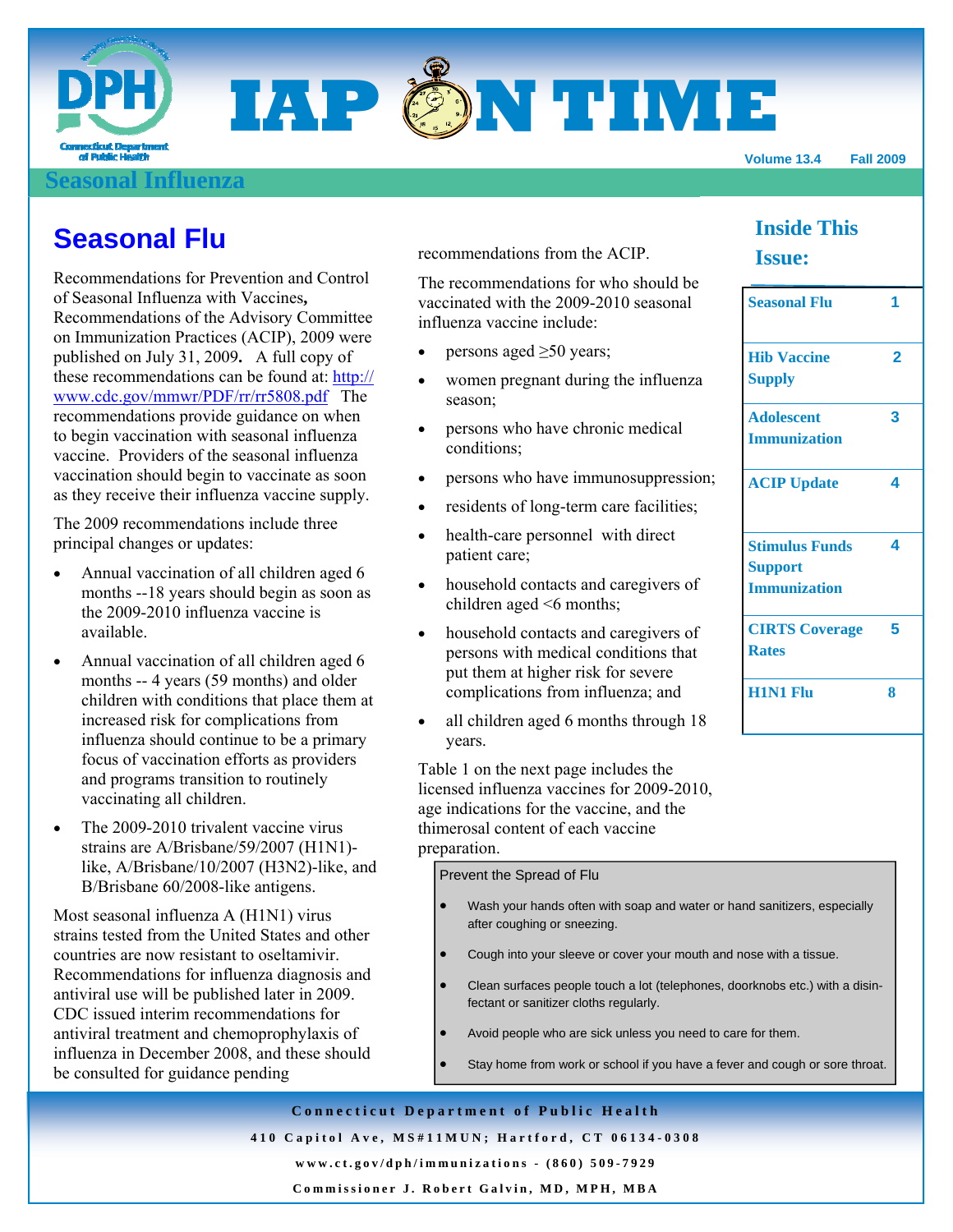# IAP ON TIME

Volume 13.4 Fall 2009

## Seasonal Influenza

## Seasonal Flu

Recommendations for Prevention and Control of Seasonal Influenza with Vaccines, Recommendations of the Advisory Committee on Immunization Practices (ACIP), 2009 were published on July 31, 2009. A full copy of these recommendations can be found at: http://www.cdc.gov/mmwr/PDF/rr/rr5808.pdf The recommendations provide guidance on when to begin vaccination with seasonal influenza vaccine. Providers of the seasonal influenza vaccination should begin to vaccinate as soon as they receive their influenza vaccine supply.

The 2009 recommendations include three principal changes or updates:

- Annual vaccination of all children aged 6 months --18 years should begin as soon as the 2009-2010 influenza vaccine is available.
- Annual vaccination of all children aged 6 months -- 4 years (59 months) and older children with conditions that place them at increased risk for complications from influenza should continue to be a primary focus of vaccination efforts as providers and programs transition to routinely vaccinating all children.
- The 2009-2010 trivalent vaccine virus strains are A/Brisbane/59/2007 (H1N1)-like, A/Brisbane/10/2007 (H3N2)-like, and B/Brisbane 60/2008-like antigens.

Most seasonal influenza A (H1N1) virus strains tested from the United States and other countries are now resistant to oseltamivir. Recommendations for influenza diagnosis and antiviral use will be published later in 2009. CDC issued interim recommendations for antiviral treatment and chemoprophylaxis of influenza in December 2008, and these should be consulted for guidance pending recommendations from the ACIP.

The recommendations for who should be vaccinated with the 2009-2010 seasonal influenza vaccine include:

- persons aged ≥50 years;
- women pregnant during the influenza season;
- persons who have chronic medical conditions;
- persons who have immunosuppression;
- residents of long-term care facilities;
- health-care personnel with direct patient care;
- household contacts and caregivers of children aged <6 months;
- household contacts and caregivers of persons with medical conditions that put them at higher risk for severe complications from influenza; and
- all children aged 6 months through 18 years.

Table 1 on the next page includes the licensed influenza vaccines for 2009-2010, age indications for the vaccine, and the thimerosal content of each vaccine preparation.

**Prevent the Spread of Flu**

- Wash your hands often with soap and water or hand sanitizers, especially after coughing or sneezing.
- Cough into your sleeve or cover your mouth and nose with a tissue.
- Clean surfaces people touch a lot (telephones, doorknobs etc.) with a disinfectant or sanitizer cloths regularly.
- Avoid people who are sick unless you need to care for them.
- Stay home from work or school if you have a fever and cough or sore throat.

### Inside This Issue:

| | |
|---|---|
| Seasonal Flu | 1 |
| Hib Vaccine Supply | 2 |
| Adolescent Immunization | 3 |
| ACIP Update | 4 |
| Stimulus Funds Support Immunization | 4 |
| CIRTS Coverage Rates | 5 |
| H1N1 Flu | 8 |

Connecticut Department of Public Health
410 Capitol Ave, MS#11MUN; Hartford, CT 06134-0308
www.ct.gov/dph/immunizations - (860) 509-7929
Commissioner J. Robert Galvin, MD, MPH, MBA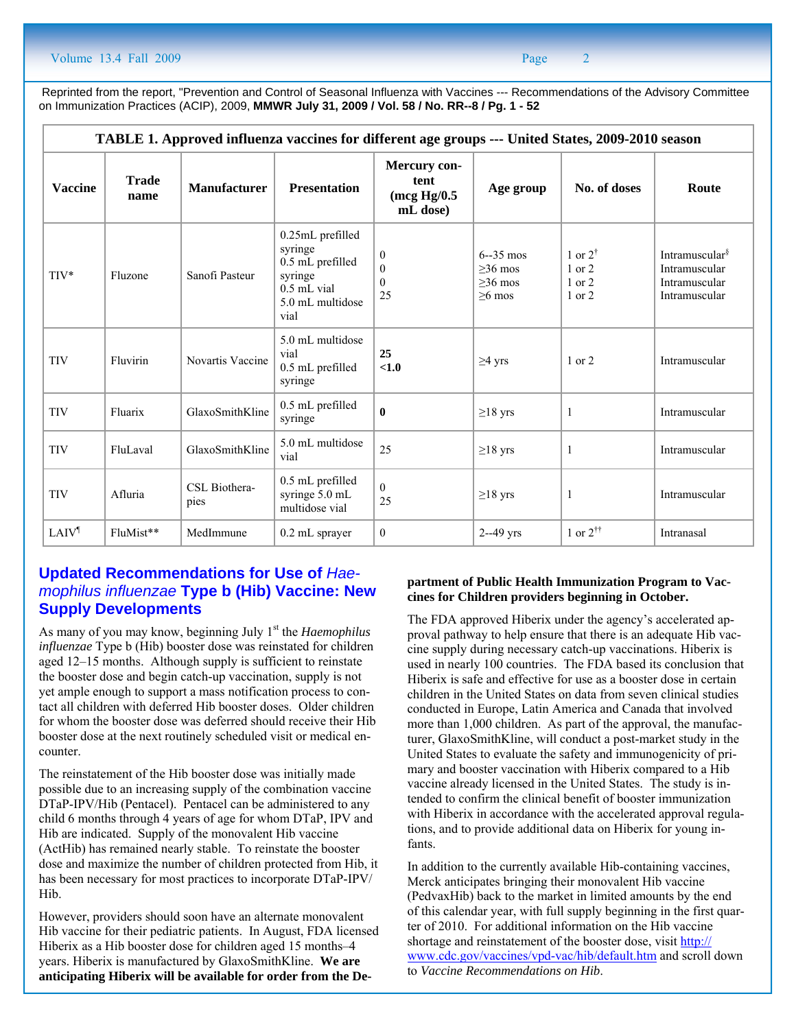Reprinted from the report, "Prevention and Control of Seasonal Influenza with Vaccines --- Recommendations of the Advisory Committee on Immunization Practices (ACIP), 2009, **MMWR July 31, 2009 / Vol. 58 / No. RR--8 / Pg. 1 - 52**

**TABLE 1. Approved influenza vaccines for different age groups --- United States, 2009-2010 season**

| Vaccine | Trade name | Manufacturer | Presentation | Mercury content (mcg Hg/0.5 mL dose) | Age group | No. of doses | Route |
|---|---|---|---|---|---|---|---|
| TIV* | Fluzone | Sanofi Pasteur | 0.25mL prefilled syringe<br>0.5 mL prefilled syringe<br>0.5 mL vial<br>5.0 mL multidose vial | 0<br>0<br>0<br>25 | 6--35 mos<br>≥36 mos<br>≥36 mos<br>≥6 mos | 1 or 2†<br>1 or 2<br>1 or 2<br>1 or 2 | Intramuscular§<br>Intramuscular<br>Intramuscular<br>Intramuscular |
| TIV | Fluvirin | Novartis Vaccine | 5.0 mL multidose vial<br>0.5 mL prefilled syringe | **25**<br>**<1.0** | ≥4 yrs | 1 or 2 | Intramuscular |
| TIV | Fluarix | GlaxoSmithKline | 0.5 mL prefilled syringe | **0** | ≥18 yrs | 1 | Intramuscular |
| TIV | FluLaval | GlaxoSmithKline | 5.0 mL multidose vial | 25 | ≥18 yrs | 1 | Intramuscular |
| TIV | Afluria | CSL Biotherapies | 0.5 mL prefilled syringe 5.0 mL multidose vial | 0<br>25 | ≥18 yrs | 1 | Intramuscular |
| LAIV¶ | FluMist** | MedImmune | 0.2 mL sprayer | 0 | 2--49 yrs | 1 or 2†† | Intranasal |

## Updated Recommendations for Use of *Haemophilus influenzae* Type b (Hib) Vaccine: New Supply Developments

As many of you may know, beginning July 1st the *Haemophilus influenzae* Type b (Hib) booster dose was reinstated for children aged 12–15 months. Although supply is sufficient to reinstate the booster dose and begin catch-up vaccination, supply is not yet ample enough to support a mass notification process to contact all children with deferred Hib booster doses. Older children for whom the booster dose was deferred should receive their Hib booster dose at the next routinely scheduled visit or medical encounter.

The reinstatement of the Hib booster dose was initially made possible due to an increasing supply of the combination vaccine DTaP-IPV/Hib (Pentacel). Pentacel can be administered to any child 6 months through 4 years of age for whom DTaP, IPV and Hib are indicated. Supply of the monovalent Hib vaccine (ActHib) has remained nearly stable. To reinstate the booster dose and maximize the number of children protected from Hib, it has been necessary for most practices to incorporate DTaP-IPV/Hib.

However, providers should soon have an alternate monovalent Hib vaccine for their pediatric patients. In August, FDA licensed Hiberix as a Hib booster dose for children aged 15 months–4 years. Hiberix is manufactured by GlaxoSmithKline. **We are anticipating Hiberix will be available for order from the Department of Public Health Immunization Program to Vaccines for Children providers beginning in October.**

The FDA approved Hiberix under the agency's accelerated approval pathway to help ensure that there is an adequate Hib vaccine supply during necessary catch-up vaccinations. Hiberix is used in nearly 100 countries. The FDA based its conclusion that Hiberix is safe and effective for use as a booster dose in certain children in the United States on data from seven clinical studies conducted in Europe, Latin America and Canada that involved more than 1,000 children. As part of the approval, the manufacturer, GlaxoSmithKline, will conduct a post-market study in the United States to evaluate the safety and immunogenicity of primary and booster vaccination with Hiberix compared to a Hib vaccine already licensed in the United States. The study is intended to confirm the clinical benefit of booster immunization with Hiberix in accordance with the accelerated approval regulations, and to provide additional data on Hiberix for young infants.

In addition to the currently available Hib-containing vaccines, Merck anticipates bringing their monovalent Hib vaccine (PedvaxHib) back to the market in limited amounts by the end of this calendar year, with full supply beginning in the first quarter of 2010. For additional information on the Hib vaccine shortage and reinstatement of the booster dose, visit http://www.cdc.gov/vaccines/vpd-vac/hib/default.htm and scroll down to *Vaccine Recommendations on Hib*.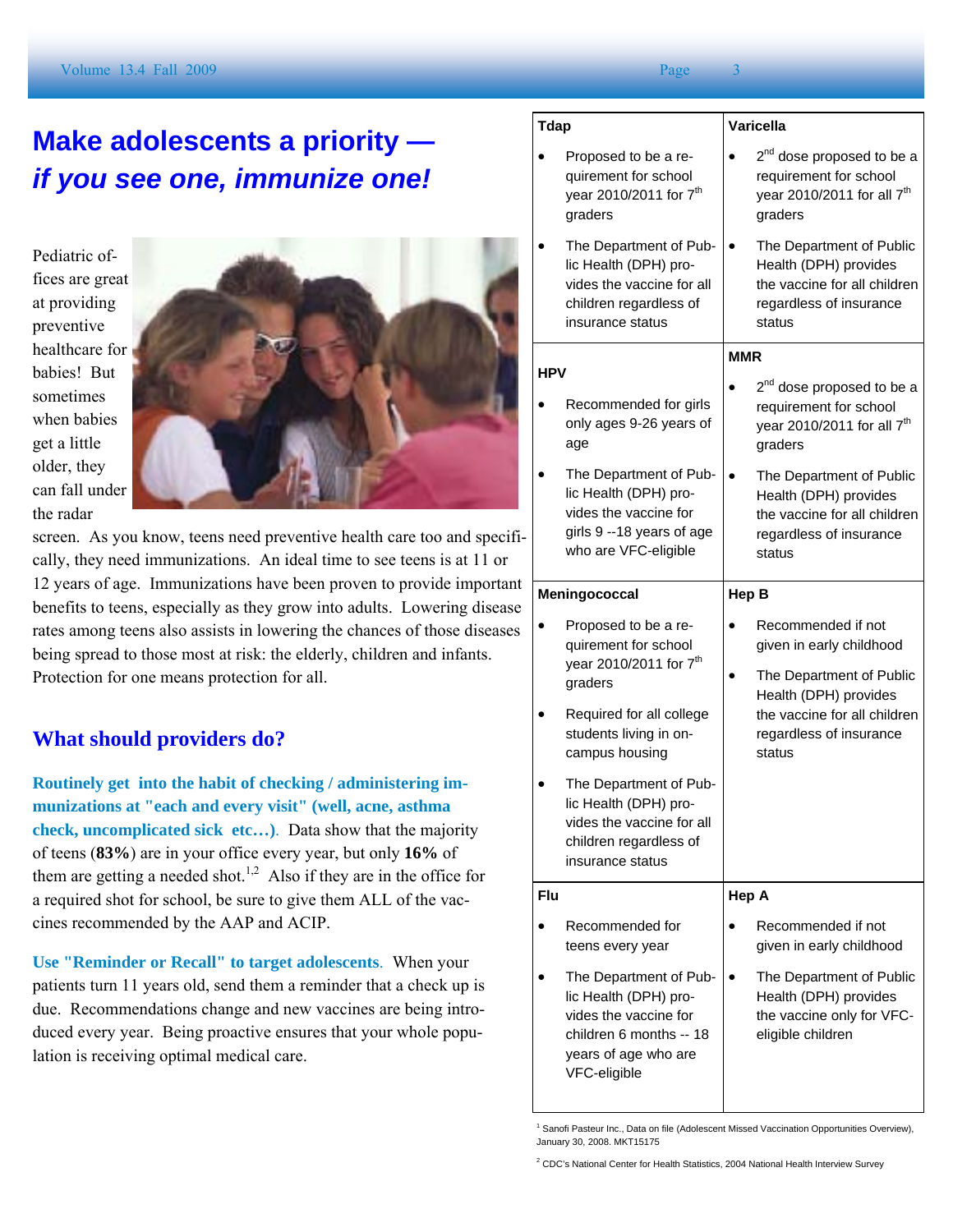# Make adolescents a priority — *if you see one, immunize one!*

Pediatric offices are great at providing preventive healthcare for babies! But sometimes when babies get a little older, they can fall under the radar screen. As you know, teens need preventive health care too and specifically, they need immunizations. An ideal time to see teens is at 11 or 12 years of age. Immunizations have been proven to provide important benefits to teens, especially as they grow into adults. Lowering disease rates among teens also assists in lowering the chances of those diseases being spread to those most at risk: the elderly, children and infants. Protection for one means protection for all.

## What should providers do?

**Routinely get into the habit of checking / administering immunizations at "each and every visit" (well, acne, asthma check, uncomplicated sick etc…).** Data show that the majority of teens (**83%**) are in your office every year, but only **16%** of them are getting a needed shot.[1,2] Also if they are in the office for a required shot for school, be sure to give them ALL of the vaccines recommended by the AAP and ACIP.

**Use "Reminder or Recall" to target adolescents.** When your patients turn 11 years old, send them a reminder that a check up is due. Recommendations change and new vaccines are being introduced every year. Being proactive ensures that your whole population is receiving optimal medical care.

| Tdap | Varicella |
|---|---|
| • Proposed to be a requirement for school year 2010/2011 for 7th graders<br>• The Department of Public Health (DPH) provides the vaccine for all children regardless of insurance status | • 2nd dose proposed to be a requirement for school year 2010/2011 for all 7th graders<br>• The Department of Public Health (DPH) provides the vaccine for all children regardless of insurance status |
| **HPV** | **MMR** |
| • Recommended for girls only ages 9-26 years of age<br>• The Department of Public Health (DPH) provides the vaccine for girls 9 --18 years of age who are VFC-eligible | • 2nd dose proposed to be a requirement for school year 2010/2011 for all 7th graders<br>• The Department of Public Health (DPH) provides the vaccine for all children regardless of insurance status |
| **Meningococcal** | **Hep B** |
| • Proposed to be a requirement for school year 2010/2011 for 7th graders<br>• Required for all college students living in on-campus housing<br>• The Department of Public Health (DPH) provides the vaccine for all children regardless of insurance status | • Recommended if not given in early childhood<br>• The Department of Public Health (DPH) provides the vaccine for all children regardless of insurance status |
| **Flu** | **Hep A** |
| • Recommended for teens every year<br>• The Department of Public Health (DPH) provides the vaccine for children 6 months -- 18 years of age who are VFC-eligible | • Recommended if not given in early childhood<br>• The Department of Public Health (DPH) provides the vaccine only for VFC-eligible children |

[1] Sanofi Pasteur Inc., Data on file (Adolescent Missed Vaccination Opportunities Overview), January 30, 2008. MKT15175

[2] CDC's National Center for Health Statistics, 2004 National Health Interview Survey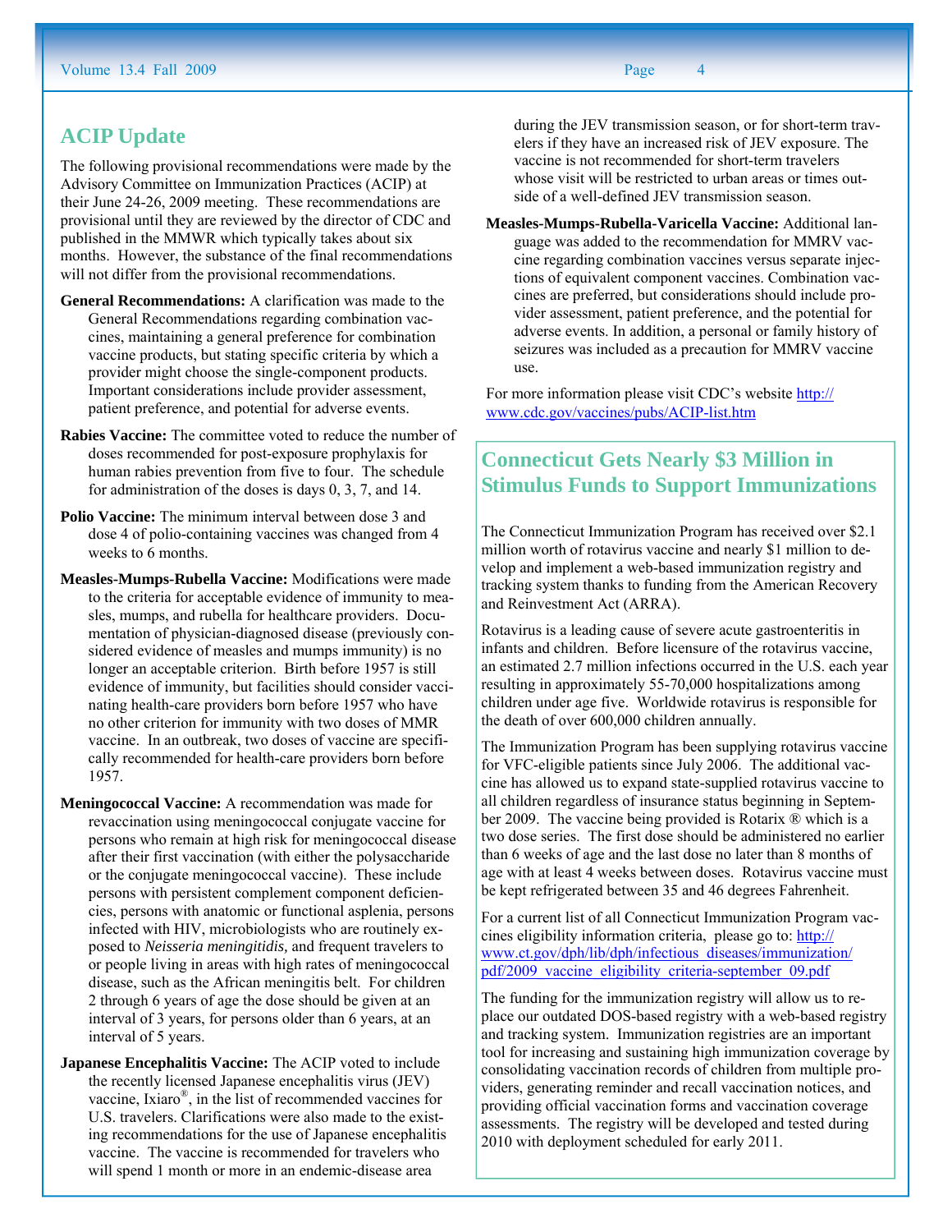## ACIP Update

The following provisional recommendations were made by the Advisory Committee on Immunization Practices (ACIP) at their June 24-26, 2009 meeting. These recommendations are provisional until they are reviewed by the director of CDC and published in the MMWR which typically takes about six months. However, the substance of the final recommendations will not differ from the provisional recommendations.

**General Recommendations:** A clarification was made to the General Recommendations regarding combination vaccines, maintaining a general preference for combination vaccine products, but stating specific criteria by which a provider might choose the single-component products. Important considerations include provider assessment, patient preference, and potential for adverse events.

**Rabies Vaccine:** The committee voted to reduce the number of doses recommended for post-exposure prophylaxis for human rabies prevention from five to four. The schedule for administration of the doses is days 0, 3, 7, and 14.

**Polio Vaccine:** The minimum interval between dose 3 and dose 4 of polio-containing vaccines was changed from 4 weeks to 6 months.

**Measles-Mumps-Rubella Vaccine:** Modifications were made to the criteria for acceptable evidence of immunity to measles, mumps, and rubella for healthcare providers. Documentation of physician-diagnosed disease (previously considered evidence of measles and mumps immunity) is no longer an acceptable criterion. Birth before 1957 is still evidence of immunity, but facilities should consider vaccinating health-care providers born before 1957 who have no other criterion for immunity with two doses of MMR vaccine. In an outbreak, two doses of vaccine are specifically recommended for health-care providers born before 1957.

**Meningococcal Vaccine:** A recommendation was made for revaccination using meningococcal conjugate vaccine for persons who remain at high risk for meningococcal disease after their first vaccination (with either the polysaccharide or the conjugate meningococcal vaccine). These include persons with persistent complement component deficiencies, persons with anatomic or functional asplenia, persons infected with HIV, microbiologists who are routinely exposed to *Neisseria meningitidis,* and frequent travelers to or people living in areas with high rates of meningococcal disease, such as the African meningitis belt. For children 2 through 6 years of age the dose should be given at an interval of 3 years, for persons older than 6 years, at an interval of 5 years.

**Japanese Encephalitis Vaccine:** The ACIP voted to include the recently licensed Japanese encephalitis virus (JEV) vaccine, Ixiaro®, in the list of recommended vaccines for U.S. travelers. Clarifications were also made to the existing recommendations for the use of Japanese encephalitis vaccine. The vaccine is recommended for travelers who will spend 1 month or more in an endemic-disease area during the JEV transmission season, or for short-term travelers if they have an increased risk of JEV exposure. The vaccine is not recommended for short-term travelers whose visit will be restricted to urban areas or times outside of a well-defined JEV transmission season.

**Measles-Mumps-Rubella-Varicella Vaccine:** Additional language was added to the recommendation for MMRV vaccine regarding combination vaccines versus separate injections of equivalent component vaccines. Combination vaccines are preferred, but considerations should include provider assessment, patient preference, and the potential for adverse events. In addition, a personal or family history of seizures was included as a precaution for MMRV vaccine use.

For more information please visit CDC's website http://www.cdc.gov/vaccines/pubs/ACIP-list.htm

## Connecticut Gets Nearly $3 Million in Stimulus Funds to Support Immunizations

The Connecticut Immunization Program has received over $2.1 million worth of rotavirus vaccine and nearly $1 million to develop and implement a web-based immunization registry and tracking system thanks to funding from the American Recovery and Reinvestment Act (ARRA).

Rotavirus is a leading cause of severe acute gastroenteritis in infants and children. Before licensure of the rotavirus vaccine, an estimated 2.7 million infections occurred in the U.S. each year resulting in approximately 55-70,000 hospitalizations among children under age five. Worldwide rotavirus is responsible for the death of over 600,000 children annually.

The Immunization Program has been supplying rotavirus vaccine for VFC-eligible patients since July 2006. The additional vaccine has allowed us to expand state-supplied rotavirus vaccine to all children regardless of insurance status beginning in September 2009. The vaccine being provided is Rotarix ® which is a two dose series. The first dose should be administered no earlier than 6 weeks of age and the last dose no later than 8 months of age with at least 4 weeks between doses. Rotavirus vaccine must be kept refrigerated between 35 and 46 degrees Fahrenheit.

For a current list of all Connecticut Immunization Program vaccines eligibility information criteria, please go to: http://www.ct.gov/dph/lib/dph/infectious_diseases/immunization/pdf/2009_vaccine_eligibility_criteria-september_09.pdf

The funding for the immunization registry will allow us to replace our outdated DOS-based registry with a web-based registry and tracking system. Immunization registries are an important tool for increasing and sustaining high immunization coverage by consolidating vaccination records of children from multiple providers, generating reminder and recall vaccination notices, and providing official vaccination forms and vaccination coverage assessments. The registry will be developed and tested during 2010 with deployment scheduled for early 2011.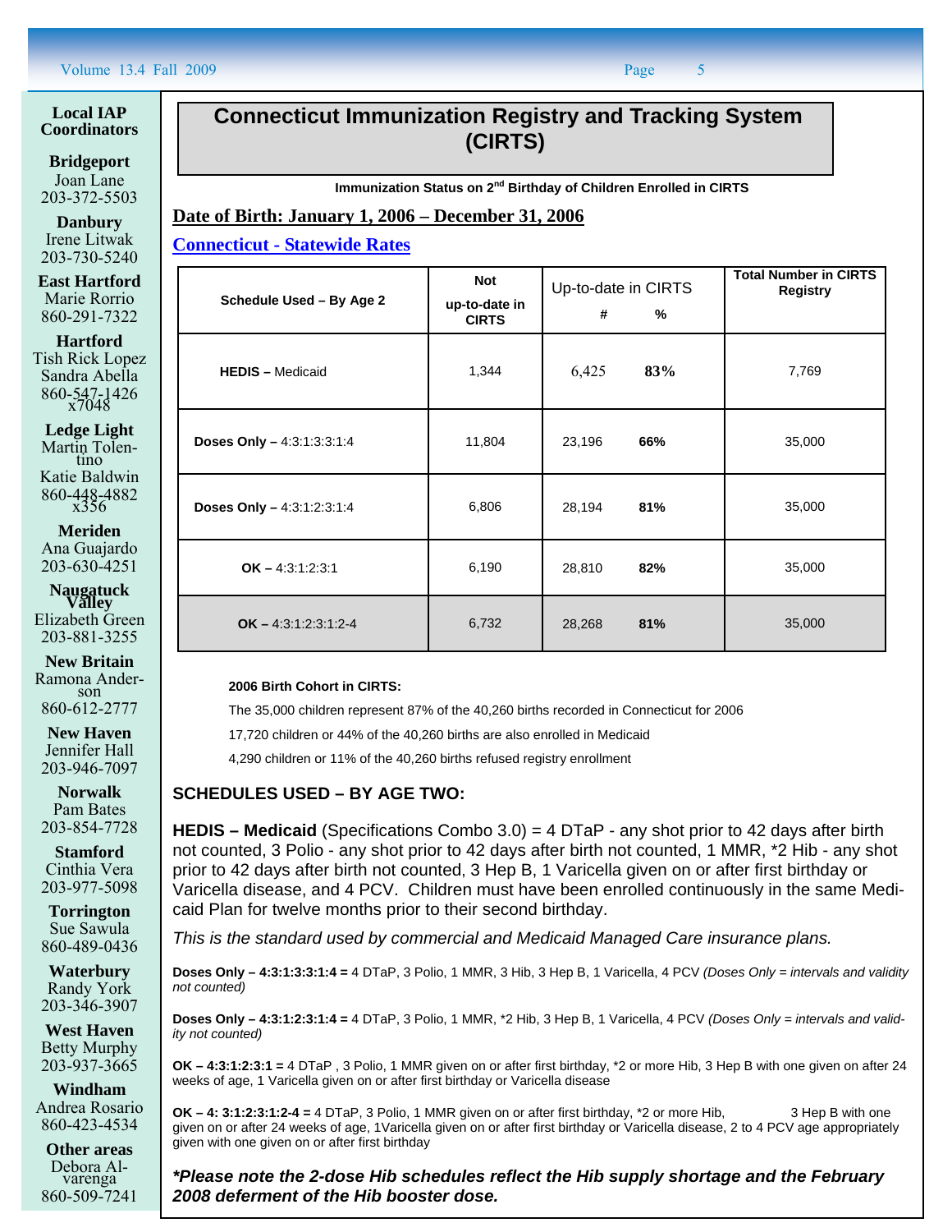## Local IAP Coordinators

**Bridgeport**
Joan Lane
203-372-5503

**Danbury**
Irene Litwak
203-730-5240

**East Hartford**
Marie Rorrio
860-291-7322

**Hartford**
Tish Rick Lopez
Sandra Abella
860-547-1426 x7048

**Ledge Light**
Martin Tolentino
Katie Baldwin
860-448-4882 x356

**Meriden**
Ana Guajardo
203-630-4251

**Naugatuck Valley**
Elizabeth Green
203-881-3255

**New Britain**
Ramona Anderson
860-612-2777

**New Haven**
Jennifer Hall
203-946-7097

**Norwalk**
Pam Bates
203-854-7728

**Stamford**
Cinthia Vera
203-977-5098

**Torrington**
Sue Sawula
860-489-0436

**Waterbury**
Randy York
203-346-3907

**West Haven**
Betty Murphy
203-937-3665

**Windham**
Andrea Rosario
860-423-4534

**Other areas**
Debora Alvarenga
860-509-7241

# Connecticut Immunization Registry and Tracking System (CIRTS)

**Immunization Status on 2nd Birthday of Children Enrolled in CIRTS**

**Date of Birth: January 1, 2006 – December 31, 2006**

**Connecticut - Statewide Rates**

| Schedule Used – By Age 2 | Not up-to-date in CIRTS | Up-to-date in CIRTS # | Up-to-date in CIRTS % | Total Number in CIRTS Registry |
|---|---|---|---|---|
| **HEDIS –** Medicaid | 1,344 | 6,425 | **83%** | 7,769 |
| **Doses Only –** 4:3:1:3:3:1:4 | 11,804 | 23,196 | **66%** | 35,000 |
| **Doses Only –** 4:3:1:2:3:1:4 | 6,806 | 28,194 | **81%** | 35,000 |
| **OK –** 4:3:1:2:3:1 | 6,190 | 28,810 | **82%** | 35,000 |
| **OK –** 4:3:1:2:3:1:2-4 | 6,732 | 28,268 | **81%** | 35,000 |

**2006 Birth Cohort in CIRTS:**

The 35,000 children represent 87% of the 40,260 births recorded in Connecticut for 2006

17,720 children or 44% of the 40,260 births are also enrolled in Medicaid

4,290 children or 11% of the 40,260 births refused registry enrollment

## SCHEDULES USED – BY AGE TWO:

**HEDIS – Medicaid** (Specifications Combo 3.0) = 4 DTaP - any shot prior to 42 days after birth not counted, 3 Polio - any shot prior to 42 days after birth not counted, 1 MMR, *2 Hib - any shot prior to 42 days after birth not counted, 3 Hep B, 1 Varicella given on or after first birthday or Varicella disease, and 4 PCV. Children must have been enrolled continuously in the same Medicaid Plan for twelve months prior to their second birthday.

*This is the standard used by commercial and Medicaid Managed Care insurance plans.*

**Doses Only – 4:3:1:3:3:1:4 =** 4 DTaP, 3 Polio, 1 MMR, 3 Hib, 3 Hep B, 1 Varicella, 4 PCV *(Doses Only = intervals and validity not counted)*

**Doses Only – 4:3:1:2:3:1:4 =** 4 DTaP, 3 Polio, 1 MMR, *2 Hib, 3 Hep B, 1 Varicella, 4 PCV *(Doses Only = intervals and validity not counted)*

**OK – 4:3:1:2:3:1 =** 4 DTaP , 3 Polio, 1 MMR given on or after first birthday, *2 or more Hib, 3 Hep B with one given on after 24 weeks of age, 1 Varicella given on or after first birthday or Varicella disease

**OK – 4: 3:1:2:3:1:2-4 =** 4 DTaP, 3 Polio, 1 MMR given on or after first birthday, *2 or more Hib, 3 Hep B with one given on or after 24 weeks of age, 1Varicella given on or after first birthday or Varicella disease, 2 to 4 PCV age appropriately given with one given on or after first birthday

***Please note the 2-dose Hib schedules reflect the Hib supply shortage and the February 2008 deferment of the Hib booster dose.***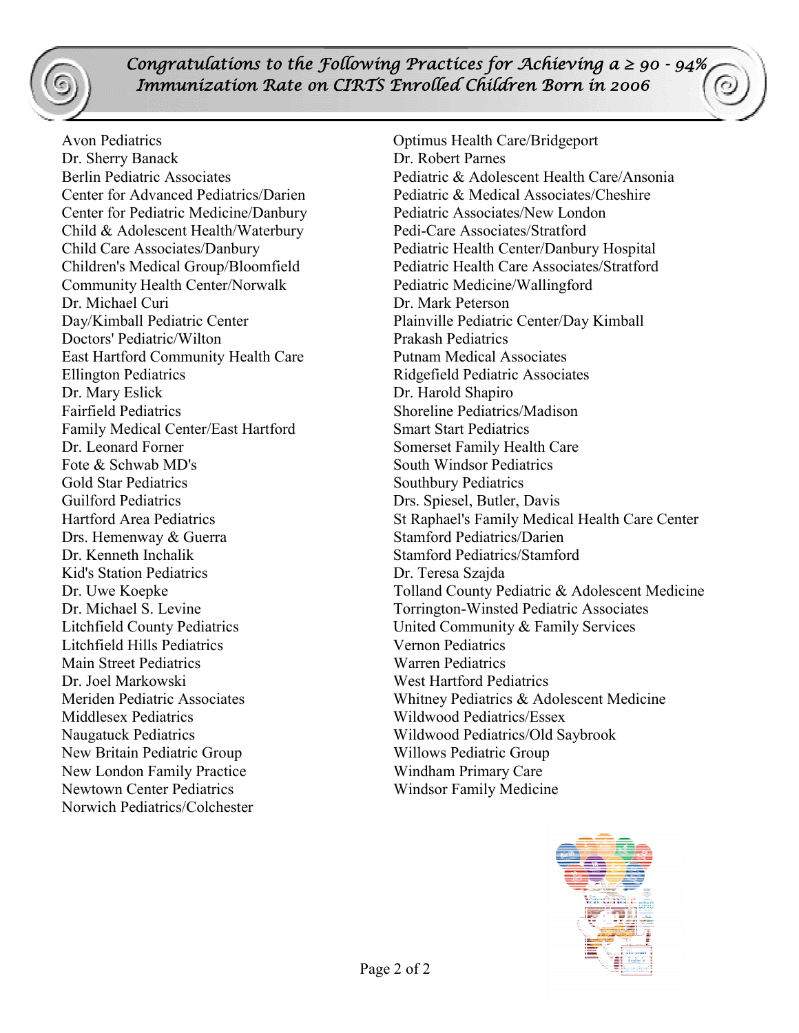## Congratulations to the Following Practices for Achieving a ≥ 90 - 94% Immunization Rate on CIRTS Enrolled Children Born in 2006

Avon Pediatrics
Dr. Sherry Banack
Berlin Pediatric Associates
Center for Advanced Pediatrics/Darien
Center for Pediatric Medicine/Danbury
Child & Adolescent Health/Waterbury
Child Care Associates/Danbury
Children's Medical Group/Bloomfield
Community Health Center/Norwalk
Dr. Michael Curi
Day/Kimball Pediatric Center
Doctors' Pediatric/Wilton
East Hartford Community Health Care
Ellington Pediatrics
Dr. Mary Eslick
Fairfield Pediatrics
Family Medical Center/East Hartford
Dr. Leonard Forner
Fote & Schwab MD's
Gold Star Pediatrics
Guilford Pediatrics
Hartford Area Pediatrics
Drs. Hemenway & Guerra
Dr. Kenneth Inchalik
Kid's Station Pediatrics
Dr. Uwe Koepke
Dr. Michael S. Levine
Litchfield County Pediatrics
Litchfield Hills Pediatrics
Main Street Pediatrics
Dr. Joel Markowski
Meriden Pediatric Associates
Middlesex Pediatrics
Naugatuck Pediatrics
New Britain Pediatric Group
New London Family Practice
Newtown Center Pediatrics
Norwich Pediatrics/Colchester
Optimus Health Care/Bridgeport
Dr. Robert Parnes
Pediatric & Adolescent Health Care/Ansonia
Pediatric & Medical Associates/Cheshire
Pediatric Associates/New London
Pedi-Care Associates/Stratford
Pediatric Health Center/Danbury Hospital
Pediatric Health Care Associates/Stratford
Pediatric Medicine/Wallingford
Dr. Mark Peterson
Plainville Pediatric Center/Day Kimball
Prakash Pediatrics
Putnam Medical Associates
Ridgefield Pediatric Associates
Dr. Harold Shapiro
Shoreline Pediatrics/Madison
Smart Start Pediatrics
Somerset Family Health Care
South Windsor Pediatrics
Southbury Pediatrics
Drs. Spiesel, Butler, Davis
St Raphael's Family Medical Health Care Center
Stamford Pediatrics/Darien
Stamford Pediatrics/Stamford
Dr. Teresa Szajda
Tolland County Pediatric & Adolescent Medicine
Torrington-Winsted Pediatric Associates
United Community & Family Services
Vernon Pediatrics
Warren Pediatrics
West Hartford Pediatrics
Whitney Pediatrics & Adolescent Medicine
Wildwood Pediatrics/Essex
Wildwood Pediatrics/Old Saybrook
Willows Pediatric Group
Windham Primary Care
Windsor Family Medicine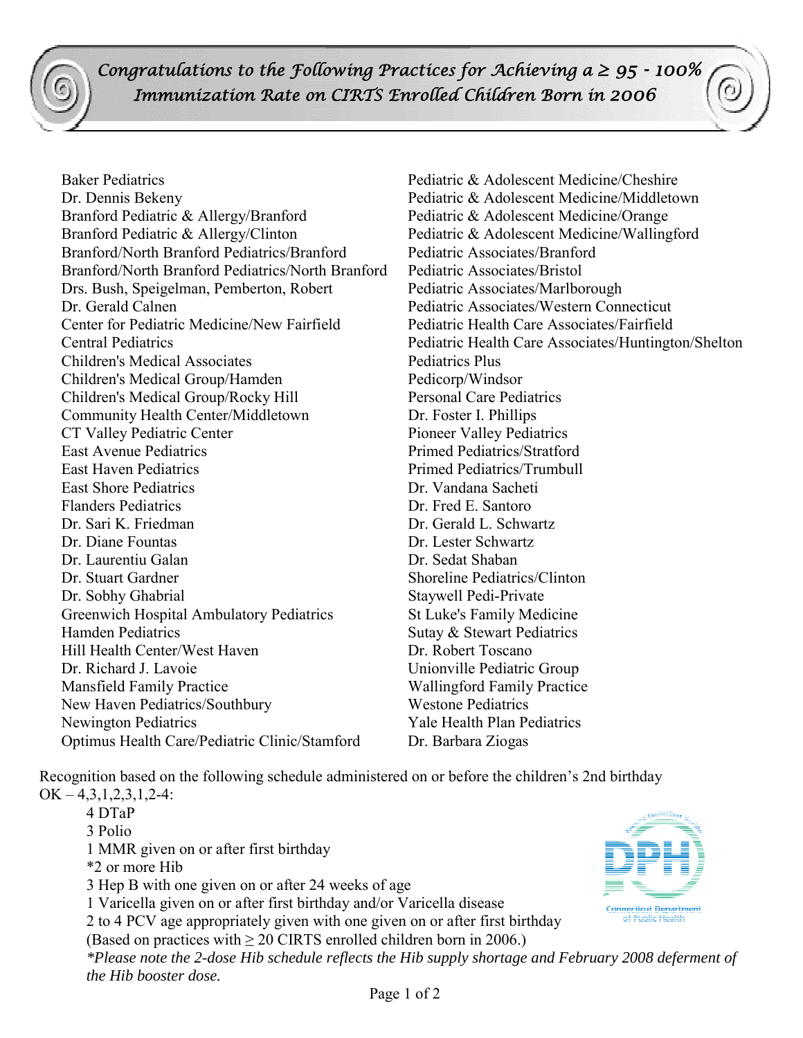# Congratulations to the Following Practices for Achieving a ≥ 95 - 100% Immunization Rate on CIRTS Enrolled Children Born in 2006

Baker Pediatrics
Dr. Dennis Bekeny
Branford Pediatric & Allergy/Branford
Branford Pediatric & Allergy/Clinton
Branford/North Branford Pediatrics/Branford
Branford/North Branford Pediatrics/North Branford
Drs. Bush, Speigelman, Pemberton, Robert
Dr. Gerald Calnen
Center for Pediatric Medicine/New Fairfield
Central Pediatrics
Children's Medical Associates
Children's Medical Group/Hamden
Children's Medical Group/Rocky Hill
Community Health Center/Middletown
CT Valley Pediatric Center
East Avenue Pediatrics
East Haven Pediatrics
East Shore Pediatrics
Flanders Pediatrics
Dr. Sari K. Friedman
Dr. Diane Fountas
Dr. Laurentiu Galan
Dr. Stuart Gardner
Dr. Sobhy Ghabrial
Greenwich Hospital Ambulatory Pediatrics
Hamden Pediatrics
Hill Health Center/West Haven
Dr. Richard J. Lavoie
Mansfield Family Practice
New Haven Pediatrics/Southbury
Newington Pediatrics
Optimus Health Care/Pediatric Clinic/Stamford
Pediatric & Adolescent Medicine/Cheshire
Pediatric & Adolescent Medicine/Middletown
Pediatric & Adolescent Medicine/Orange
Pediatric & Adolescent Medicine/Wallingford
Pediatric Associates/Branford
Pediatric Associates/Bristol
Pediatric Associates/Marlborough
Pediatric Associates/Western Connecticut
Pediatric Health Care Associates/Fairfield
Pediatric Health Care Associates/Huntington/Shelton
Pediatrics Plus
Pedicorp/Windsor
Personal Care Pediatrics
Dr. Foster I. Phillips
Pioneer Valley Pediatrics
Primed Pediatrics/Stratford
Primed Pediatrics/Trumbull
Dr. Vandana Sacheti
Dr. Fred E. Santoro
Dr. Gerald L. Schwartz
Dr. Lester Schwartz
Dr. Sedat Shaban
Shoreline Pediatrics/Clinton
Staywell Pedi-Private
St Luke's Family Medicine
Sutay & Stewart Pediatrics
Dr. Robert Toscano
Unionville Pediatric Group
Wallingford Family Practice
Westone Pediatrics
Yale Health Plan Pediatrics
Dr. Barbara Ziogas

Recognition based on the following schedule administered on or before the children's 2nd birthday
OK – 4,3,1,2,3,1,2-4:

- 4 DTaP
- 3 Polio
- 1 MMR given on or after first birthday
- *2 or more Hib
- 3 Hep B with one given on or after 24 weeks of age
- 1 Varicella given on or after first birthday and/or Varicella disease
- 2 to 4 PCV age appropriately given with one given on or after first birthday

(Based on practices with ≥ 20 CIRTS enrolled children born in 2006.)

*\*Please note the 2-dose Hib schedule reflects the Hib supply shortage and February 2008 deferment of the Hib booster dose.*

DPH Connecticut Department of Public Health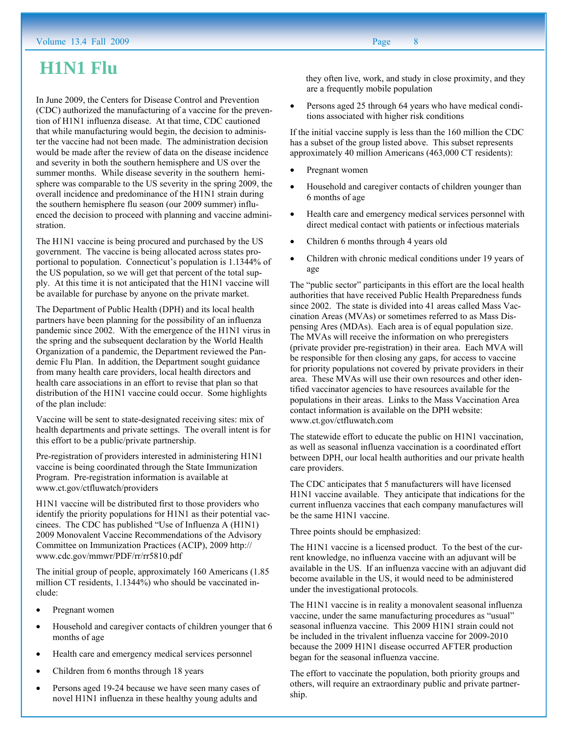# H1N1 Flu

In June 2009, the Centers for Disease Control and Prevention (CDC) authorized the manufacturing of a vaccine for the prevention of H1N1 influenza disease. At that time, CDC cautioned that while manufacturing would begin, the decision to administer the vaccine had not been made. The administration decision would be made after the review of data on the disease incidence and severity in both the southern hemisphere and US over the summer months. While disease severity in the southern hemisphere was comparable to the US severity in the spring 2009, the overall incidence and predominance of the H1N1 strain during the southern hemisphere flu season (our 2009 summer) influenced the decision to proceed with planning and vaccine administration.

The H1N1 vaccine is being procured and purchased by the US government. The vaccine is being allocated across states proportional to population. Connecticut's population is 1.1344% of the US population, so we will get that percent of the total supply. At this time it is not anticipated that the H1N1 vaccine will be available for purchase by anyone on the private market.

The Department of Public Health (DPH) and its local health partners have been planning for the possibility of an influenza pandemic since 2002. With the emergence of the H1N1 virus in the spring and the subsequent declaration by the World Health Organization of a pandemic, the Department reviewed the Pandemic Flu Plan. In addition, the Department sought guidance from many health care providers, local health directors and health care associations in an effort to revise that plan so that distribution of the H1N1 vaccine could occur. Some highlights of the plan include:

Vaccine will be sent to state-designated receiving sites: mix of health departments and private settings. The overall intent is for this effort to be a public/private partnership.

Pre-registration of providers interested in administering H1N1 vaccine is being coordinated through the State Immunization Program. Pre-registration information is available at www.ct.gov/ctfluwatch/providers

H1N1 vaccine will be distributed first to those providers who identify the priority populations for H1N1 as their potential vaccinees. The CDC has published "Use of Influenza A (H1N1) 2009 Monovalent Vaccine Recommendations of the Advisory Committee on Immunization Practices (ACIP), 2009 http://www.cdc.gov/mmwr/PDF/rr/rr5810.pdf

The initial group of people, approximately 160 Americans (1.85 million CT residents, 1.1344%) who should be vaccinated include:

- Pregnant women
- Household and caregiver contacts of children younger that 6 months of age
- Health care and emergency medical services personnel
- Children from 6 months through 18 years
- Persons aged 19-24 because we have seen many cases of novel H1N1 influenza in these healthy young adults and they often live, work, and study in close proximity, and they are a frequently mobile population
- Persons aged 25 through 64 years who have medical conditions associated with higher risk conditions

If the initial vaccine supply is less than the 160 million the CDC has a subset of the group listed above. This subset represents approximately 40 million Americans (463,000 CT residents):

- Pregnant women
- Household and caregiver contacts of children younger than 6 months of age
- Health care and emergency medical services personnel with direct medical contact with patients or infectious materials
- Children 6 months through 4 years old
- Children with chronic medical conditions under 19 years of age

The "public sector" participants in this effort are the local health authorities that have received Public Health Preparedness funds since 2002. The state is divided into 41 areas called Mass Vaccination Areas (MVAs) or sometimes referred to as Mass Dispensing Ares (MDAs). Each area is of equal population size. The MVAs will receive the information on who preregisters (private provider pre-registration) in their area. Each MVA will be responsible for then closing any gaps, for access to vaccine for priority populations not covered by private providers in their area. These MVAs will use their own resources and other identified vaccinator agencies to have resources available for the populations in their areas. Links to the Mass Vaccination Area contact information is available on the DPH website: www.ct.gov/ctfluwatch.com

The statewide effort to educate the public on H1N1 vaccination, as well as seasonal influenza vaccination is a coordinated effort between DPH, our local health authorities and our private health care providers.

The CDC anticipates that 5 manufacturers will have licensed H1N1 vaccine available. They anticipate that indications for the current influenza vaccines that each company manufactures will be the same H1N1 vaccine.

Three points should be emphasized:

The H1N1 vaccine is a licensed product. To the best of the current knowledge, no influenza vaccine with an adjuvant will be available in the US. If an influenza vaccine with an adjuvant did become available in the US, it would need to be administered under the investigational protocols.

The H1N1 vaccine is in reality a monovalent seasonal influenza vaccine, under the same manufacturing procedures as "usual" seasonal influenza vaccine. This 2009 H1N1 strain could not be included in the trivalent influenza vaccine for 2009-2010 because the 2009 H1N1 disease occurred AFTER production began for the seasonal influenza vaccine.

The effort to vaccinate the population, both priority groups and others, will require an extraordinary public and private partnership.